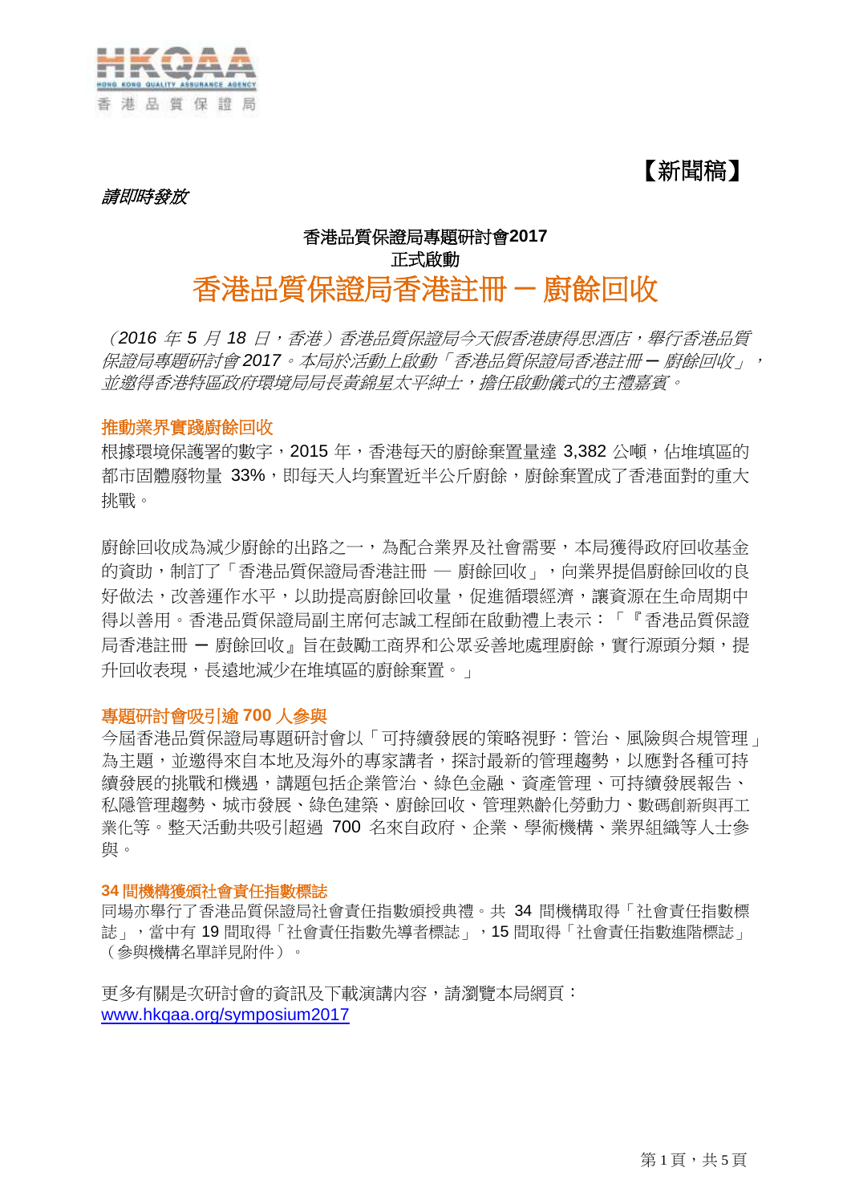HKQAA
HONG KONG QUALITY ASSURANCE AGENCY
香港品質保證局

【新聞稿】

*請即時發放*

**香港品質保證局專題研討會2017**
**正式啟動**

# 香港品質保證局香港註冊 ─ 廚餘回收

*（2016 年 5 月 18 日，香港）香港品質保證局今天假香港康得思酒店，舉行香港品質保證局專題研討會 2017。本局於活動上啟動「香港品質保證局香港註冊 ─ 廚餘回收」，並邀得香港特區政府環境局局長黃錦星太平紳士，擔任啟動儀式的主禮嘉賓。*

## 推動業界實踐廚餘回收

根據環境保護署的數字，2015 年，香港每天的廚餘棄置量達 3,382 公噸，佔堆填區的都市固體廢物量 33%，即每天人均棄置近半公斤廚餘，廚餘棄置成了香港面對的重大挑戰。

廚餘回收成為減少廚餘的出路之一，為配合業界及社會需要，本局獲得政府回收基金的資助，制訂了「香港品質保證局香港註冊 — 廚餘回收」，向業界提倡廚餘回收的良好做法，改善運作水平，以助提高廚餘回收量，促進循環經濟，讓資源在生命周期中得以善用。香港品質保證局副主席何志誠工程師在啟動禮上表示：「『香港品質保證局香港註冊 ─ 廚餘回收』旨在鼓勵工商界和公眾妥善地處理廚餘，實行源頭分類，提升回收表現，長遠地減少在堆填區的廚餘棄置。」

## 專題研討會吸引逾 700 人參與

今屆香港品質保證局專題研討會以「可持續發展的策略視野：管治、風險與合規管理」為主題，並邀得來自本地及海外的專家講者，探討最新的管理趨勢，以應對各種可持續發展的挑戰和機遇，講題包括企業管治、綠色金融、資產管理、可持續發展報告、私隱管理趨勢、城市發展、綠色建築、廚餘回收、管理熟齡化勞動力、數碼創新與再工業化等。整天活動共吸引超過 700 名來自政府、企業、學術機構、業界組織等人士參與。

## 34 間機構獲頒社會責任指數標誌

同場亦舉行了香港品質保證局社會責任指數頒授典禮。共 34 間機構取得「社會責任指數標誌」，當中有 19 間取得「社會責任指數先導者標誌」，15 間取得「社會責任指數進階標誌」（參與機構名單詳見附件）。

更多有關是次研討會的資訊及下載演講內容，請瀏覽本局網頁：
www.hkqaa.org/symposium2017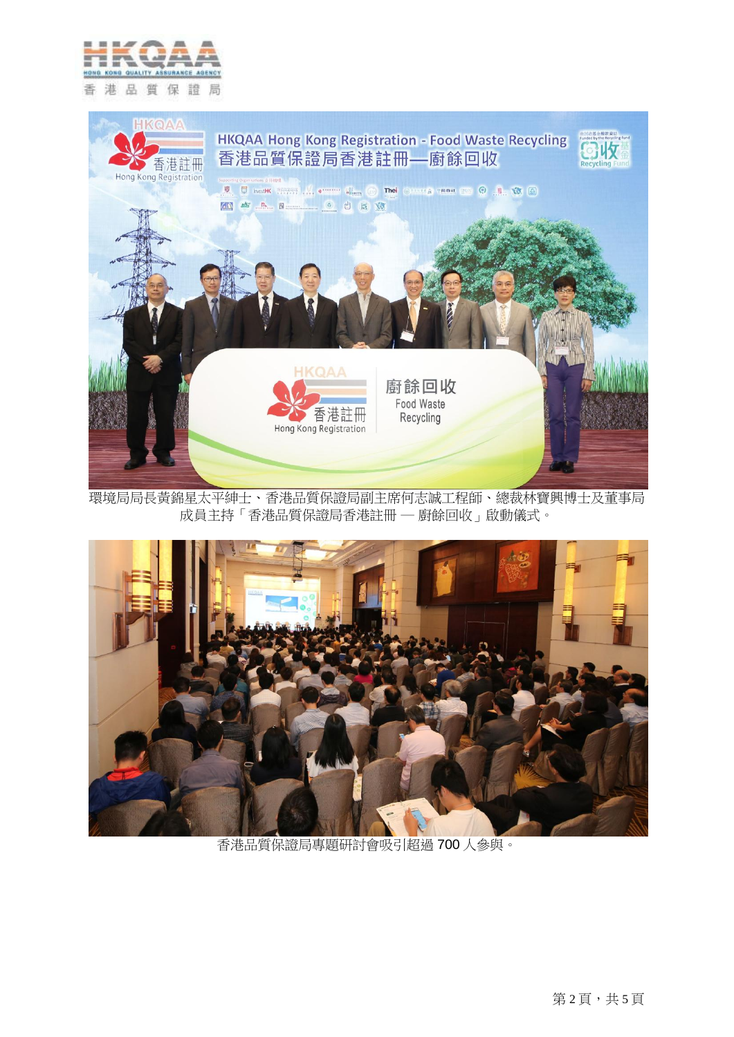環境局局長黃錦星太平紳士、香港品質保證局副主席何志誠工程師、總裁林寶興博士及董事局成員主持「香港品質保證局香港註冊 — 廚餘回收」啟動儀式。

香港品質保證局專題研討會吸引超過 700 人參與。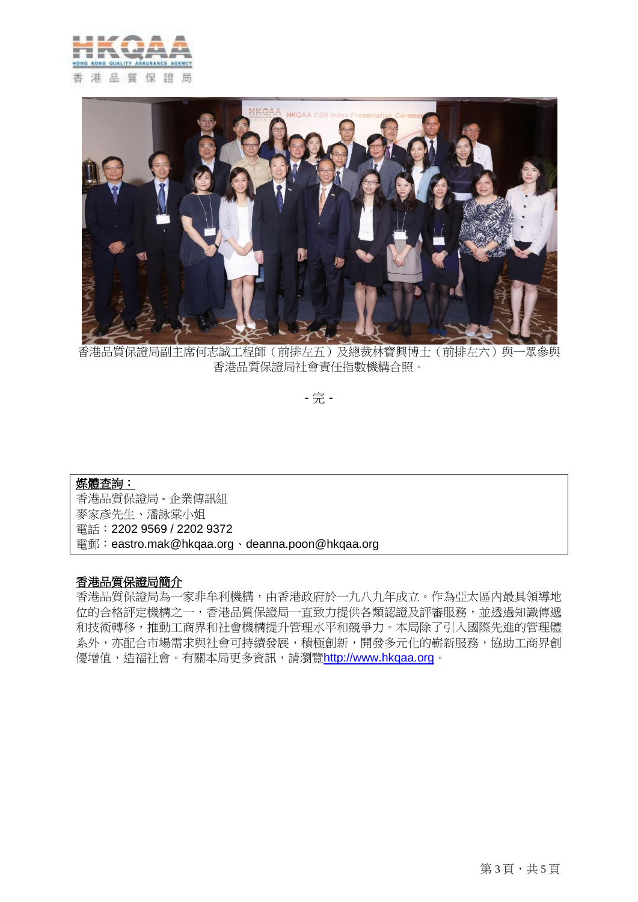香港品質保證局副主席何志誠工程師（前排左五）及總裁林寶興博士（前排左六）與一眾參與香港品質保證局社會責任指數機構合照。

- 完 -

**媒體查詢：**

香港品質保證局 - 企業傳訊組
麥家彥先生、潘詠棠小姐
電話：2202 9569 / 2202 9372
電郵：eastro.mak@hkqaa.org、deanna.poon@hkqaa.org

**香港品質保證局簡介**

香港品質保證局為一家非牟利機構，由香港政府於一九八九年成立。作為亞太區內最具領導地位的合格評定機構之一，香港品質保證局一直致力提供各類認證及評審服務，並透過知識傳遞和技術轉移，推動工商界和社會機構提升管理水平和競爭力。本局除了引入國際先進的管理體系外，亦配合市場需求與社會可持續發展，積極創新，開發多元化的嶄新服務，協助工商界創優增值，造福社會。有關本局更多資訊，請瀏覽http://www.hkqaa.org。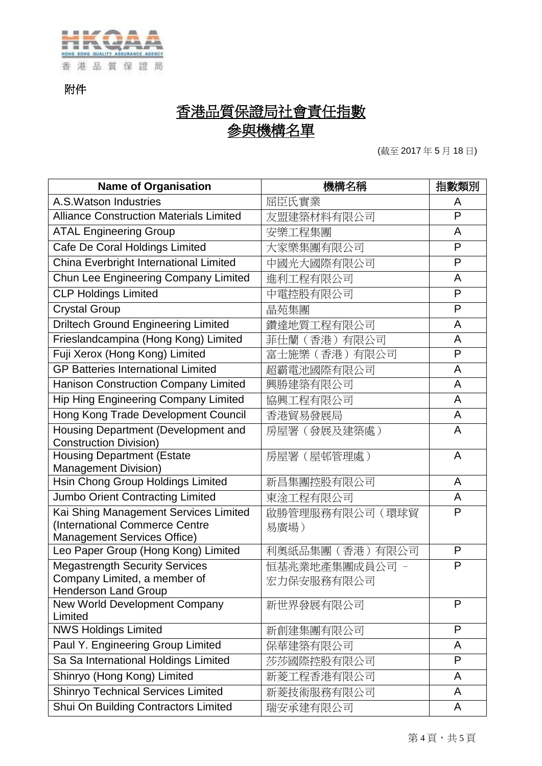附件

# 香港品質保證局社會責任指數
# 參與機構名單

(截至 2017 年 5 月 18 日)

| Name of Organisation | 機構名稱 | 指數類別 |
|---|---|---|
| A.S.Watson Industries | 屈臣氏實業 | A |
| Alliance Construction Materials Limited | 友盟建築材料有限公司 | P |
| ATAL Engineering Group | 安樂工程集團 | A |
| Cafe De Coral Holdings Limited | 大家樂集團有限公司 | P |
| China Everbright International Limited | 中國光大國際有限公司 | P |
| Chun Lee Engineering Company Limited | 進利工程有限公司 | A |
| CLP Holdings Limited | 中電控股有限公司 | P |
| Crystal Group | 晶苑集團 | P |
| Driltech Ground Engineering Limited | 鑽達地質工程有限公司 | A |
| Frieslandcampina (Hong Kong) Limited | 菲仕蘭（香港）有限公司 | A |
| Fuji Xerox (Hong Kong) Limited | 富士施樂（香港）有限公司 | P |
| GP Batteries International Limited | 超霸電池國際有限公司 | A |
| Hanison Construction Company Limited | 興勝建築有限公司 | A |
| Hip Hing Engineering Company Limited | 協興工程有限公司 | A |
| Hong Kong Trade Development Council | 香港貿易發展局 | A |
| Housing Department (Development and Construction Division) | 房屋署（發展及建築處） | A |
| Housing Department (Estate Management Division) | 房屋署（屋邨管理處） | A |
| Hsin Chong Group Holdings Limited | 新昌集團控股有限公司 | A |
| Jumbo Orient Contracting Limited | 東滏工程有限公司 | A |
| Kai Shing Management Services Limited (International Commerce Centre Management Services Office) | 啟勝管理服務有限公司（環球貿易廣場） | P |
| Leo Paper Group (Hong Kong) Limited | 利奧紙品集團（香港）有限公司 | P |
| Megastrength Security Services Company Limited, a member of Henderson Land Group | 恒基兆業地產集團成員公司 – 宏力保安服務有限公司 | P |
| New World Development Company Limited | 新世界發展有限公司 | P |
| NWS Holdings Limited | 新創建集團有限公司 | P |
| Paul Y. Engineering Group Limited | 保華建築有限公司 | A |
| Sa Sa International Holdings Limited | 莎莎國際控股有限公司 | P |
| Shinryo (Hong Kong) Limited | 新菱工程香港有限公司 | A |
| Shinryo Technical Services Limited | 新菱技術服務有限公司 | A |
| Shui On Building Contractors Limited | 瑞安承建有限公司 | A |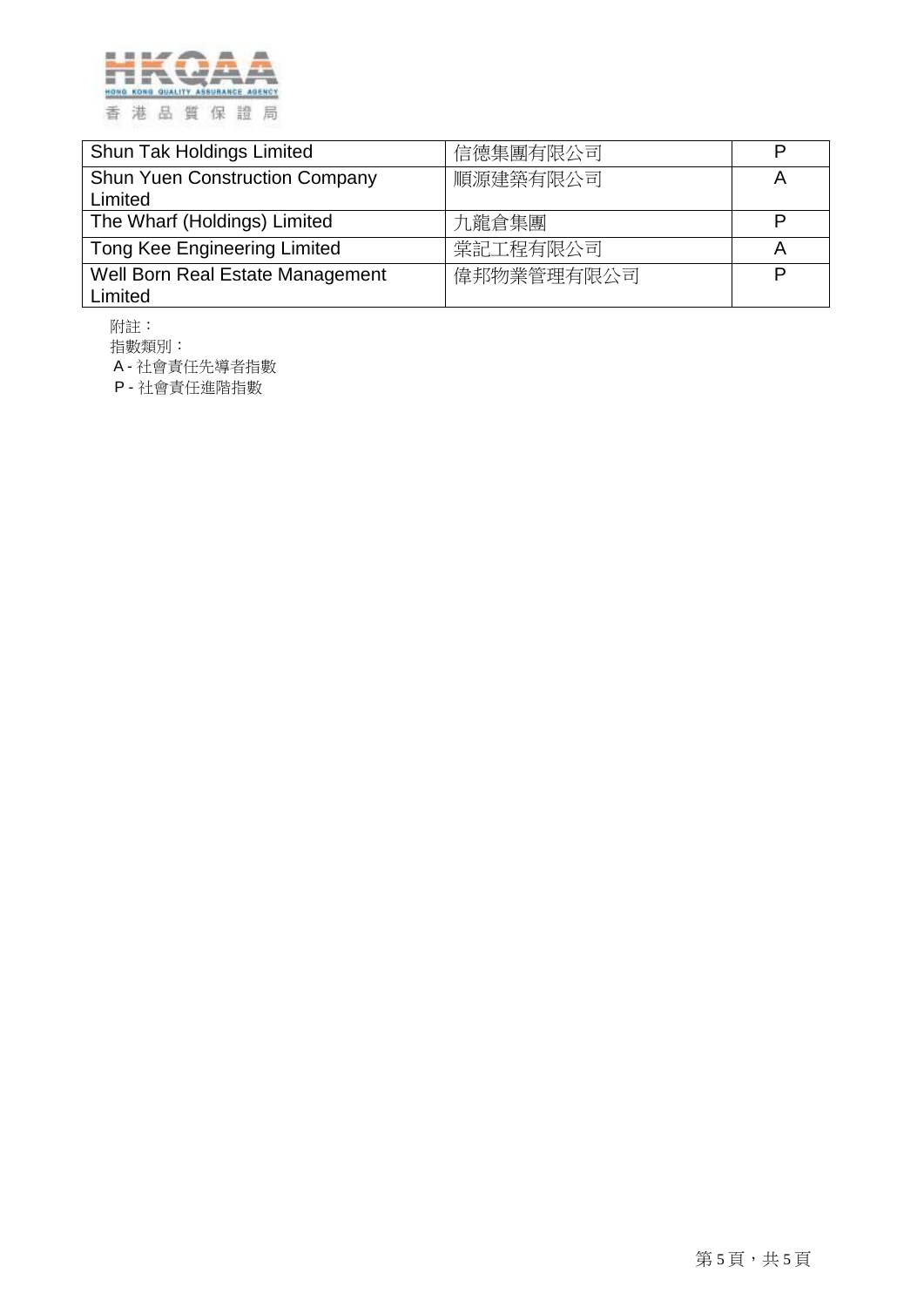| | | |
|---|---|---|
| Shun Tak Holdings Limited | 信德集團有限公司 | P |
| Shun Yuen Construction Company Limited | 順源建築有限公司 | A |
| The Wharf (Holdings) Limited | 九龍倉集團 | P |
| Tong Kee Engineering Limited | 棠記工程有限公司 | A |
| Well Born Real Estate Management Limited | 偉邦物業管理有限公司 | P |

附註：

指數類別：

A - 社會責任先導者指數

P - 社會責任進階指數